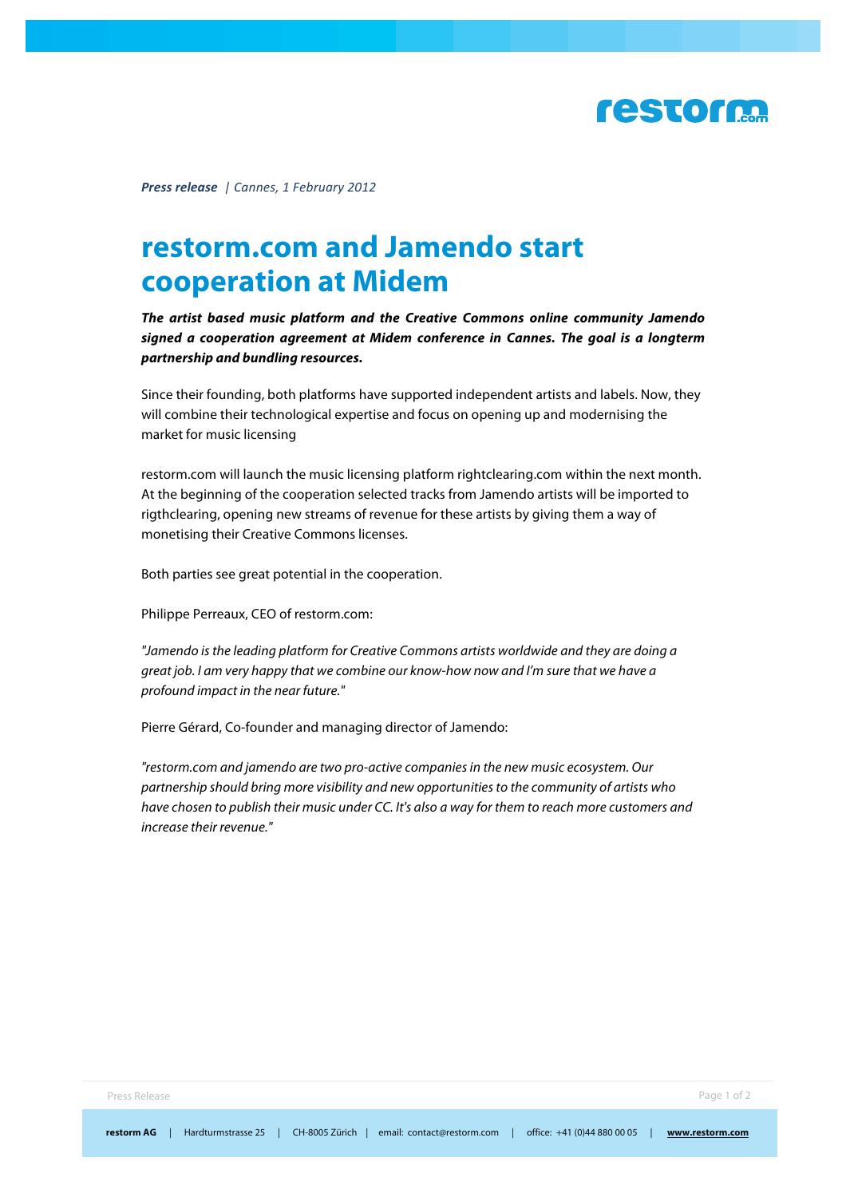***Press release*** *| Cannes, 1 February 2012*

# restorm.com and Jamendo start cooperation at Midem

***The artist based music platform and the Creative Commons online community Jamendo signed a cooperation agreement at Midem conference in Cannes. The goal is a longterm partnership and bundling resources.***

Since their founding, both platforms have supported independent artists and labels. Now, they will combine their technological expertise and focus on opening up and modernising the market for music licensing

restorm.com will launch the music licensing platform rightclearing.com within the next month. At the beginning of the cooperation selected tracks from Jamendo artists will be imported to rigthclearing, opening new streams of revenue for these artists by giving them a way of monetising their Creative Commons licenses.

Both parties see great potential in the cooperation.

Philippe Perreaux, CEO of restorm.com:

*"Jamendo is the leading platform for Creative Commons artists worldwide and they are doing a great job. I am very happy that we combine our know-how now and I'm sure that we have a profound impact in the near future."*

Pierre Gérard, Co-founder and managing director of Jamendo:

*"restorm.com and jamendo are two pro-active companies in the new music ecosystem. Our partnership should bring more visibility and new opportunities to the community of artists who have chosen to publish their music under CC. It's also a way for them to reach more customers and increase their revenue."*

**restorm AG** | Hardturmstrasse 25 | CH-8005 Zürich | email: contact@restorm.com | office: +41 (0)44 880 00 05 | **www.restorm.com**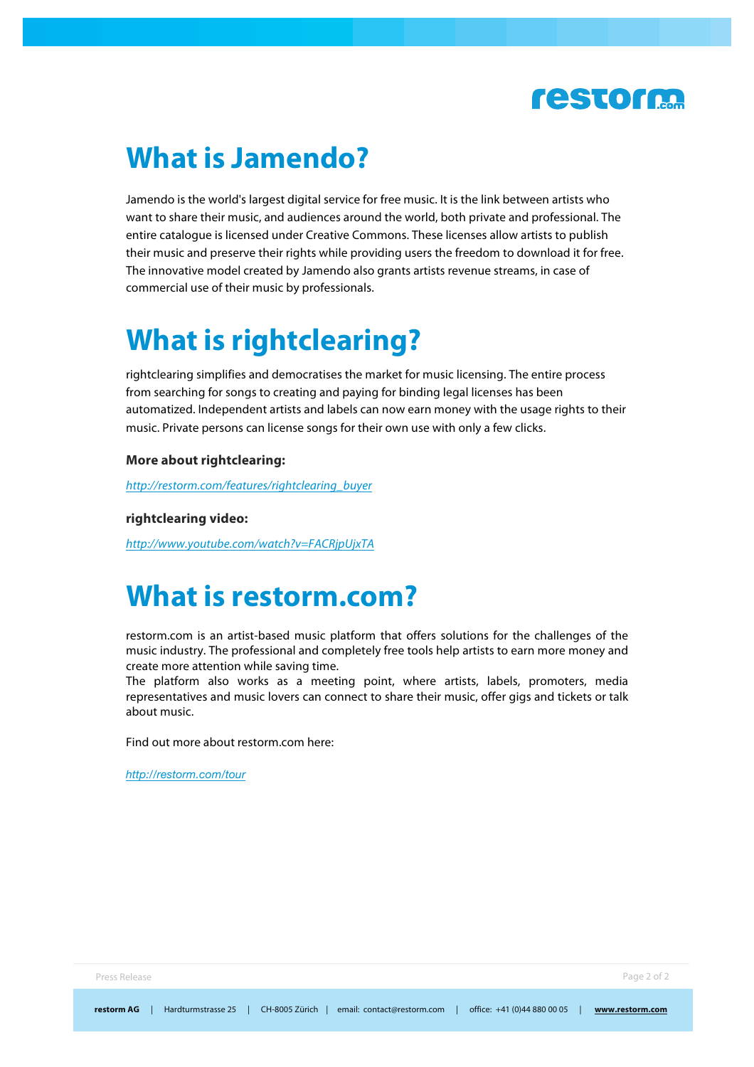# What is Jamendo?

Jamendo is the world's largest digital service for free music. It is the link between artists who want to share their music, and audiences around the world, both private and professional. The entire catalogue is licensed under Creative Commons. These licenses allow artists to publish their music and preserve their rights while providing users the freedom to download it for free. The innovative model created by Jamendo also grants artists revenue streams, in case of commercial use of their music by professionals.

# What is rightclearing?

rightclearing simplifies and democratises the market for music licensing. The entire process from searching for songs to creating and paying for binding legal licenses has been automatized. Independent artists and labels can now earn money with the usage rights to their music. Private persons can license songs for their own use with only a few clicks.

**More about rightclearing:**

*http://restorm.com/features/rightclearing_buyer*

**rightclearing video:**

*http://www.youtube.com/watch?v=FACRjpUjxTA*

# What is restorm.com?

restorm.com is an artist-based music platform that offers solutions for the challenges of the music industry. The professional and completely free tools help artists to earn more money and create more attention while saving time.
The platform also works as a meeting point, where artists, labels, promoters, media representatives and music lovers can connect to share their music, offer gigs and tickets or talk about music.

Find out more about restorm.com here:

*http://restorm.com/tour*

**restorm AG** | Hardturmstrasse 25 | CH-8005 Zürich | email: contact@restorm.com | office: +41 (0)44 880 00 05 | **www.restorm.com**